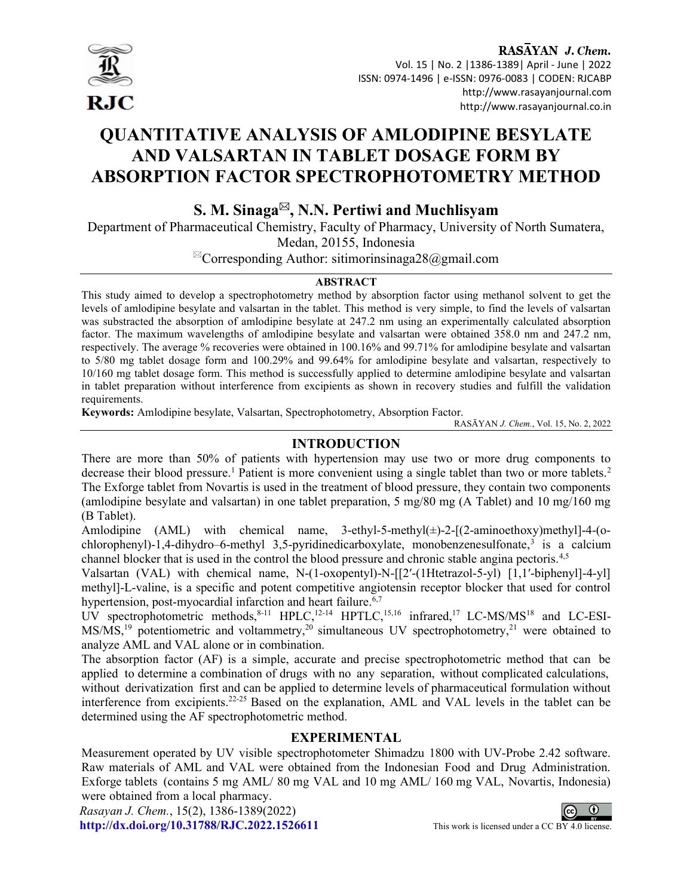# QUANTITATIVE ANALYSIS OF AMLODIPINE BESYLATE AND VALSARTAN IN TABLET DOSAGE FORM BY ABSORPTION FACTOR SPECTROPHOTOMETRY METHOD

## S. M. Sinaga✉, N.N. Pertiwi and Muchlisyam

Department of Pharmaceutical Chemistry, Faculty of Pharmacy, University of North Sumatera, Medan, 20155, Indonesia

✉Corresponding Author: sitimorinsinaga28@gmail.com

### ABSTRACT

This study aimed to develop a spectrophotometry method by absorption factor using methanol solvent to get the levels of amlodipine besylate and valsartan in the tablet. This method is very simple, to find the levels of valsartan was substracted the absorption of amlodipine besylate at 247.2 nm using an experimentally calculated absorption factor. The maximum wavelengths of amlodipine besylate and valsartan were obtained 358.0 nm and 247.2 nm, respectively. The average % recoveries were obtained in 100.16% and 99.71% for amlodipine besylate and valsartan to 5/80 mg tablet dosage form and 100.29% and 99.64% for amlodipine besylate and valsartan, respectively to 10/160 mg tablet dosage form. This method is successfully applied to determine amlodipine besylate and valsartan in tablet preparation without interference from excipients as shown in recovery studies and fulfill the validation requirements.

**Keywords:** Amlodipine besylate, Valsartan, Spectrophotometry, Absorption Factor.

RASĀYAN *J. Chem.*, Vol. 15, No. 2, 2022

## INTRODUCTION

There are more than 50% of patients with hypertension may use two or more drug components to decrease their blood pressure.[1] Patient is more convenient using a single tablet than two or more tablets.[2] The Exforge tablet from Novartis is used in the treatment of blood pressure, they contain two components (amlodipine besylate and valsartan) in one tablet preparation, 5 mg/80 mg (A Tablet) and 10 mg/160 mg (B Tablet).

Amlodipine (AML) with chemical name, 3-ethyl-5-methyl(±)-2-[(2-aminoethoxy)methyl]-4-(o-chlorophenyl)-1,4-dihydro–6-methyl 3,5-pyridinedicarboxylate, monobenzenesulfonate,[3] is a calcium channel blocker that is used in the control the blood pressure and chronic stable angina pectoris.[4,5]

Valsartan (VAL) with chemical name, N-(1-oxopentyl)-N-[[2′-(1Htetrazol-5-yl) [1,1′-biphenyl]-4-yl] methyl]-L-valine, is a specific and potent competitive angiotensin receptor blocker that used for control hypertension, post-myocardial infarction and heart failure.[6,7]

UV spectrophotometric methods,[8-11] HPLC,[12-14] HPTLC,[15,16] infrared,[17] LC-MS/MS[18] and LC-ESI-MS/MS,[19] potentiometric and voltammetry,[20] simultaneous UV spectrophotometry,[21] were obtained to analyze AML and VAL alone or in combination.

The absorption factor (AF) is a simple, accurate and precise spectrophotometric method that can be applied to determine a combination of drugs with no any separation, without complicated calculations, without derivatization first and can be applied to determine levels of pharmaceutical formulation without interference from excipients.[22-25] Based on the explanation, AML and VAL levels in the tablet can be determined using the AF spectrophotometric method.

## EXPERIMENTAL

Measurement operated by UV visible spectrophotometer Shimadzu 1800 with UV-Probe 2.42 software. Raw materials of AML and VAL were obtained from the Indonesian Food and Drug Administration. Exforge tablets (contains 5 mg AML/ 80 mg VAL and 10 mg AML/ 160 mg VAL, Novartis, Indonesia) were obtained from a local pharmacy.

*Rasayan J. Chem.*, 15(2), 1386-1389(2022)

http://dx.doi.org/10.31788/RJC.2022.1526611

This work is licensed under a CC BY 4.0 license.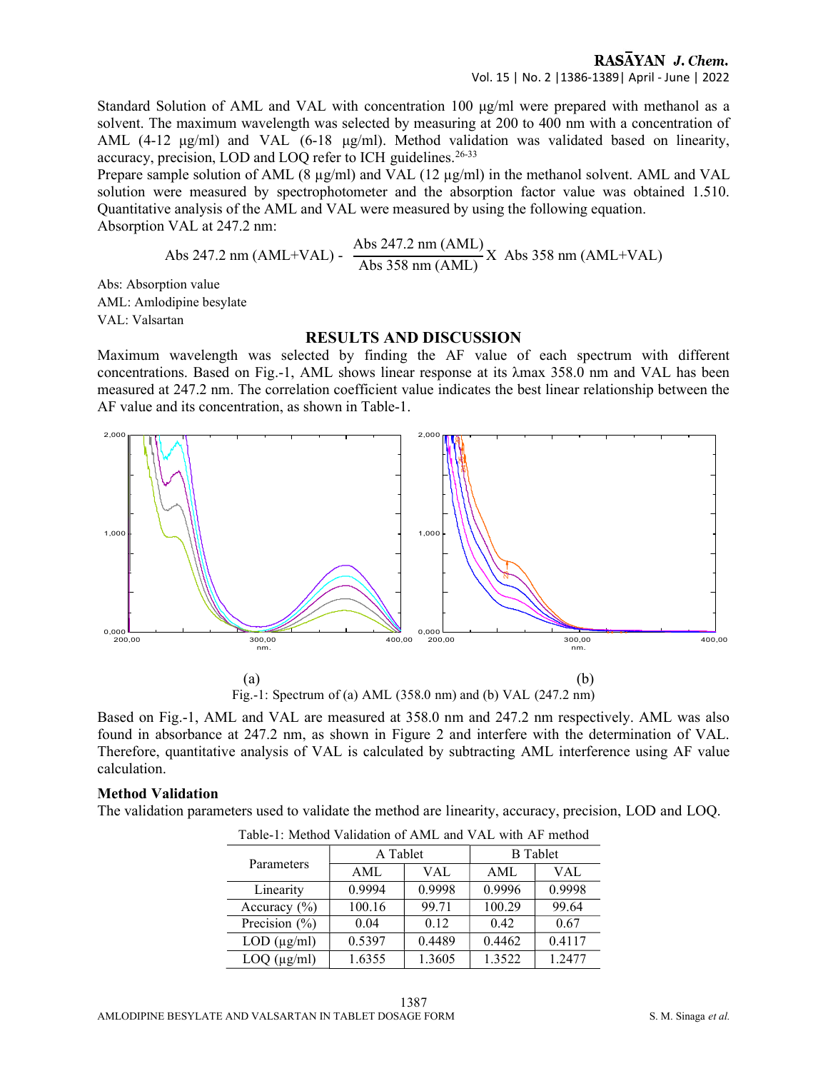Standard Solution of AML and VAL with concentration 100 μg/ml were prepared with methanol as a solvent. The maximum wavelength was selected by measuring at 200 to 400 nm with a concentration of AML (4-12 μg/ml) and VAL (6-18 μg/ml). Method validation was validated based on linearity, accuracy, precision, LOD and LOQ refer to ICH guidelines.[26-33]

Prepare sample solution of AML (8 μg/ml) and VAL (12 μg/ml) in the methanol solvent. AML and VAL solution were measured by spectrophotometer and the absorption factor value was obtained 1.510. Quantitative analysis of the AML and VAL were measured by using the following equation.

Absorption VAL at 247.2 nm:

$$\text{Abs 247.2 nm (AML+VAL)} - \frac{\text{Abs 247.2 nm (AML)}}{\text{Abs 358 nm (AML)}} \times \text{Abs 358 nm (AML+VAL)}$$

Abs: Absorption value

AML: Amlodipine besylate

VAL: Valsartan

## RESULTS AND DISCUSSION

Maximum wavelength was selected by finding the AF value of each spectrum with different concentrations. Based on Fig.-1, AML shows linear response at its λmax 358.0 nm and VAL has been measured at 247.2 nm. The correlation coefficient value indicates the best linear relationship between the AF value and its concentration, as shown in Table-1.

(a) (b)

Fig.-1: Spectrum of (a) AML (358.0 nm) and (b) VAL (247.2 nm)

Based on Fig.-1, AML and VAL are measured at 358.0 nm and 247.2 nm respectively. AML was also found in absorbance at 247.2 nm, as shown in Figure 2 and interfere with the determination of VAL. Therefore, quantitative analysis of VAL is calculated by subtracting AML interference using AF value calculation.

### Method Validation

The validation parameters used to validate the method are linearity, accuracy, precision, LOD and LOQ.

Table-1: Method Validation of AML and VAL with AF method

| Parameters | A Tablet | | B Tablet | |
|---|---|---|---|---|
| | AML | VAL | AML | VAL |
| Linearity | 0.9994 | 0.9998 | 0.9996 | 0.9998 |
| Accuracy (%) | 100.16 | 99.71 | 100.29 | 99.64 |
| Precision (%) | 0.04 | 0.12 | 0.42 | 0.67 |
| LOD (μg/ml) | 0.5397 | 0.4489 | 0.4462 | 0.4117 |
| LOQ (μg/ml) | 1.6355 | 1.3605 | 1.3522 | 1.2477 |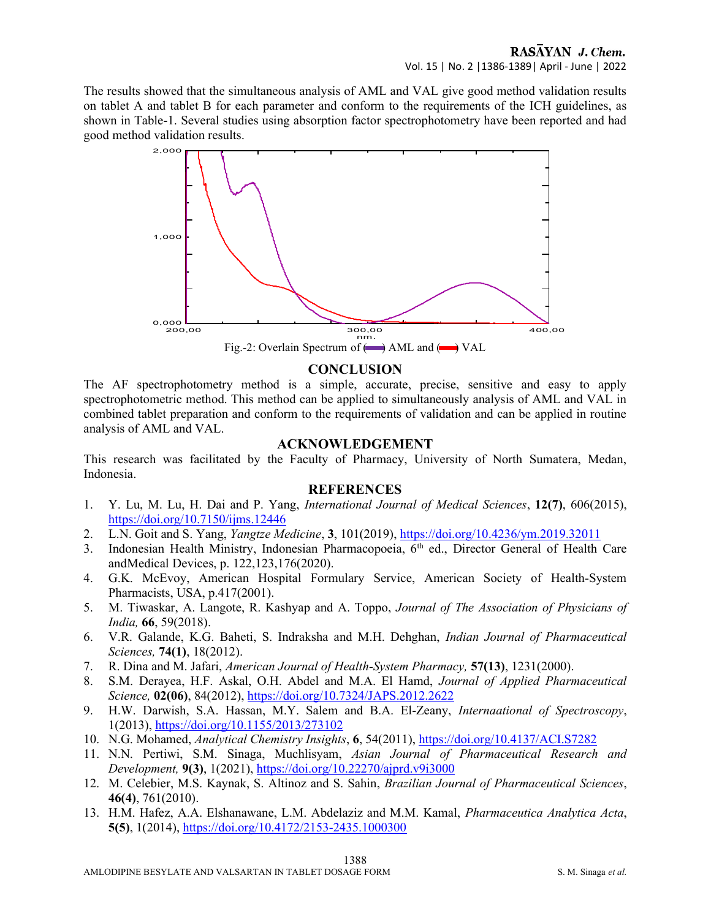The results showed that the simultaneous analysis of AML and VAL give good method validation results on tablet A and tablet B for each parameter and conform to the requirements of the ICH guidelines, as shown in Table-1. Several studies using absorption factor spectrophotometry have been reported and had good method validation results.

Fig.-2: Overlain Spectrum of (—) AML and (—) VAL

## CONCLUSION

The AF spectrophotometry method is a simple, accurate, precise, sensitive and easy to apply spectrophotometric method. This method can be applied to simultaneously analysis of AML and VAL in combined tablet preparation and conform to the requirements of validation and can be applied in routine analysis of AML and VAL.

## ACKNOWLEDGEMENT

This research was facilitated by the Faculty of Pharmacy, University of North Sumatera, Medan, Indonesia.

## REFERENCES

1. Y. Lu, M. Lu, H. Dai and P. Yang, *International Journal of Medical Sciences*, **12(7)**, 606(2015), https://doi.org/10.7150/ijms.12446
2. L.N. Goit and S. Yang, *Yangtze Medicine*, **3**, 101(2019), https://doi.org/10.4236/ym.2019.32011
3. Indonesian Health Ministry, Indonesian Pharmacopoeia, 6th ed., Director General of Health Care andMedical Devices, p. 122,123,176(2020).
4. G.K. McEvoy, American Hospital Formulary Service, American Society of Health-System Pharmacists, USA, p.417(2001).
5. M. Tiwaskar, A. Langote, R. Kashyap and A. Toppo, *Journal of The Association of Physicians of India,* **66**, 59(2018).
6. V.R. Galande, K.G. Baheti, S. Indraksha and M.H. Dehghan, *Indian Journal of Pharmaceutical Sciences,* **74(1)**, 18(2012).
7. R. Dina and M. Jafari, *American Journal of Health-System Pharmacy,* **57(13)**, 1231(2000).
8. S.M. Derayea, H.F. Askal, O.H. Abdel and M.A. El Hamd, *Journal of Applied Pharmaceutical Science,* **02(06)**, 84(2012), https://doi.org/10.7324/JAPS.2012.2622
9. H.W. Darwish, S.A. Hassan, M.Y. Salem and B.A. El-Zeany, *Internaational of Spectroscopy*, 1(2013), https://doi.org/10.1155/2013/273102
10. N.G. Mohamed, *Analytical Chemistry Insights*, **6**, 54(2011), https://doi.org/10.4137/ACI.S7282
11. N.N. Pertiwi, S.M. Sinaga, Muchlisyam, *Asian Journal of Pharmaceutical Research and Development,* **9(3)**, 1(2021), https://doi.org/10.22270/ajprd.v9i3000
12. M. Celebier, M.S. Kaynak, S. Altinoz and S. Sahin, *Brazilian Journal of Pharmaceutical Sciences*, **46(4)**, 761(2010).
13. H.M. Hafez, A.A. Elshanawane, L.M. Abdelaziz and M.M. Kamal, *Pharmaceutica Analytica Acta*, **5(5)**, 1(2014), https://doi.org/10.4172/2153-2435.1000300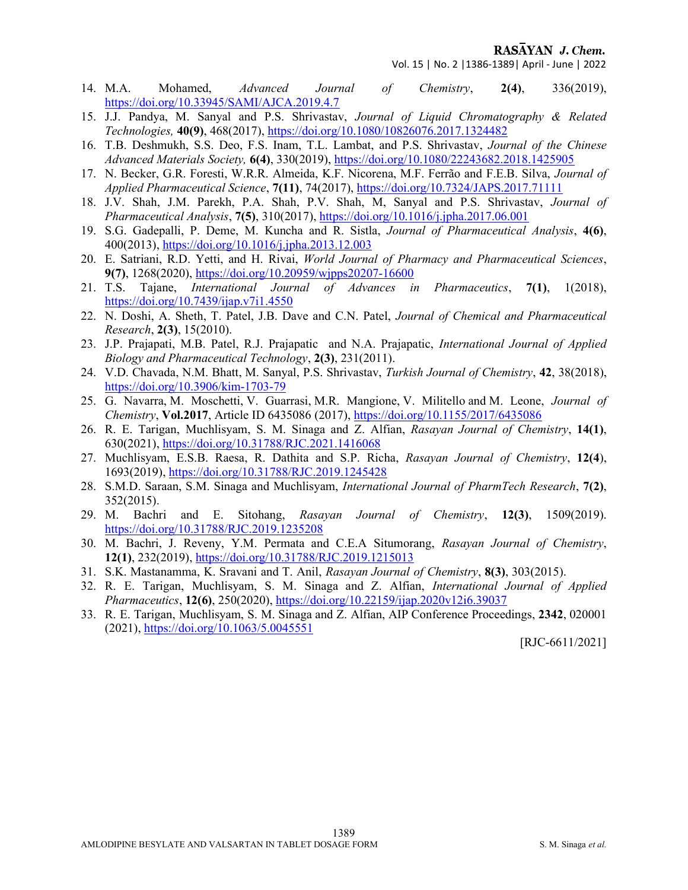14. M.A. Mohamed, *Advanced Journal of Chemistry*, **2(4)**, 336(2019), https://doi.org/10.33945/SAMI/AJCA.2019.4.7
15. J.J. Pandya, M. Sanyal and P.S. Shrivastav, *Journal of Liquid Chromatography & Related Technologies,* **40(9)**, 468(2017), https://doi.org/10.1080/10826076.2017.1324482
16. T.B. Deshmukh, S.S. Deo, F.S. Inam, T.L. Lambat, and P.S. Shrivastav, *Journal of the Chinese Advanced Materials Society,* **6(4)**, 330(2019), https://doi.org/10.1080/22243682.2018.1425905
17. N. Becker, G.R. Foresti, W.R.R. Almeida, K.F. Nicorena, M.F. Ferrão and F.E.B. Silva, *Journal of Applied Pharmaceutical Science*, **7(11)**, 74(2017), https://doi.org/10.7324/JAPS.2017.71111
18. J.V. Shah, J.M. Parekh, P.A. Shah, P.V. Shah, M, Sanyal and P.S. Shrivastav, *Journal of Pharmaceutical Analysis*, **7(5)**, 310(2017), https://doi.org/10.1016/j.jpha.2017.06.001
19. S.G. Gadepalli, P. Deme, M. Kuncha and R. Sistla, *Journal of Pharmaceutical Analysis*, **4(6)**, 400(2013), https://doi.org/10.1016/j.jpha.2013.12.003
20. E. Satriani, R.D. Yetti, and H. Rivai, *World Journal of Pharmacy and Pharmaceutical Sciences*, **9(7)**, 1268(2020), https://doi.org/10.20959/wjpps20207-16600
21. T.S. Tajane, *International Journal of Advances in Pharmaceutics*, **7(1)**, 1(2018), https://doi.org/10.7439/ijap.v7i1.4550
22. N. Doshi, A. Sheth, T. Patel, J.B. Dave and C.N. Patel, *Journal of Chemical and Pharmaceutical Research*, **2(3)**, 15(2010).
23. J.P. Prajapati, M.B. Patel, R.J. Prajapatic and N.A. Prajapatic, *International Journal of Applied Biology and Pharmaceutical Technology*, **2(3)**, 231(2011).
24. V.D. Chavada, N.M. Bhatt, M. Sanyal, P.S. Shrivastav, *Turkish Journal of Chemistry*, **42**, 38(2018), https://doi.org/10.3906/kim-1703-79
25. G. Navarra, M. Moschetti, V. Guarrasi, M.R. Mangione, V. Militello and M. Leone, *Journal of Chemistry*, **Vol.2017**, Article ID 6435086 (2017), https://doi.org/10.1155/2017/6435086
26. R. E. Tarigan, Muchlisyam, S. M. Sinaga and Z. Alfian, *Rasayan Journal of Chemistry*, **14(1)**, 630(2021), https://doi.org/10.31788/RJC.2021.1416068
27. Muchlisyam, E.S.B. Raesa, R. Dathita and S.P. Richa, *Rasayan Journal of Chemistry*, **12(4)**, 1693(2019), https://doi.org/10.31788/RJC.2019.1245428
28. S.M.D. Saraan, S.M. Sinaga and Muchlisyam, *International Journal of PharmTech Research*, **7(2)**, 352(2015).
29. M. Bachri and E. Sitohang, *Rasayan Journal of Chemistry*, **12(3)**, 1509(2019). https://doi.org/10.31788/RJC.2019.1235208
30. M. Bachri, J. Reveny, Y.M. Permata and C.E.A Situmorang, *Rasayan Journal of Chemistry*, **12(1)**, 232(2019), https://doi.org/10.31788/RJC.2019.1215013
31. S.K. Mastanamma, K. Sravani and T. Anil, *Rasayan Journal of Chemistry*, **8(3)**, 303(2015).
32. R. E. Tarigan, Muchlisyam, S. M. Sinaga and Z. Alfian, *International Journal of Applied Pharmaceutics*, **12(6)**, 250(2020), https://doi.org/10.22159/ijap.2020v12i6.39037
33. R. E. Tarigan, Muchlisyam, S. M. Sinaga and Z. Alfian, AIP Conference Proceedings, **2342**, 020001 (2021), https://doi.org/10.1063/5.0045551

[RJC-6611/2021]